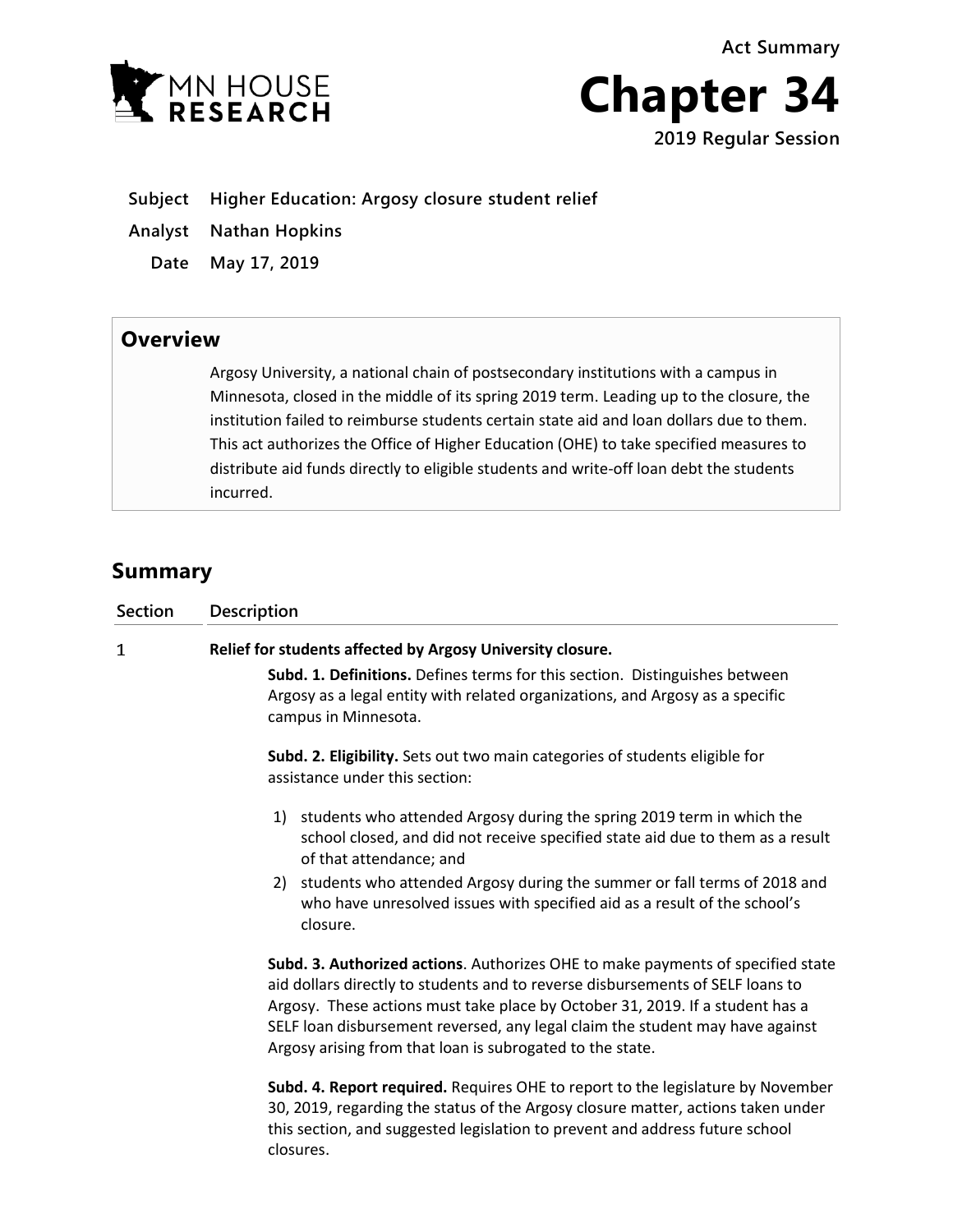MN HOUSE RESEARCH

Act Summary

# Chapter 34

**2019 Regular Session**

**Subject** Higher Education: Argosy closure student relief

**Analyst** Nathan Hopkins

**Date** May 17, 2019

## Overview

Argosy University, a national chain of postsecondary institutions with a campus in Minnesota, closed in the middle of its spring 2019 term. Leading up to the closure, the institution failed to reimburse students certain state aid and loan dollars due to them. This act authorizes the Office of Higher Education (OHE) to take specified measures to distribute aid funds directly to eligible students and write-off loan debt the students incurred.

## Summary

| Section | Description |
|---|---|
| 1 | **Relief for students affected by Argosy University closure.** |

**Subd. 1. Definitions.** Defines terms for this section. Distinguishes between Argosy as a legal entity with related organizations, and Argosy as a specific campus in Minnesota.

**Subd. 2. Eligibility.** Sets out two main categories of students eligible for assistance under this section:

1) students who attended Argosy during the spring 2019 term in which the school closed, and did not receive specified state aid due to them as a result of that attendance; and
2) students who attended Argosy during the summer or fall terms of 2018 and who have unresolved issues with specified aid as a result of the school's closure.

**Subd. 3. Authorized actions**. Authorizes OHE to make payments of specified state aid dollars directly to students and to reverse disbursements of SELF loans to Argosy. These actions must take place by October 31, 2019. If a student has a SELF loan disbursement reversed, any legal claim the student may have against Argosy arising from that loan is subrogated to the state.

**Subd. 4. Report required.** Requires OHE to report to the legislature by November 30, 2019, regarding the status of the Argosy closure matter, actions taken under this section, and suggested legislation to prevent and address future school closures.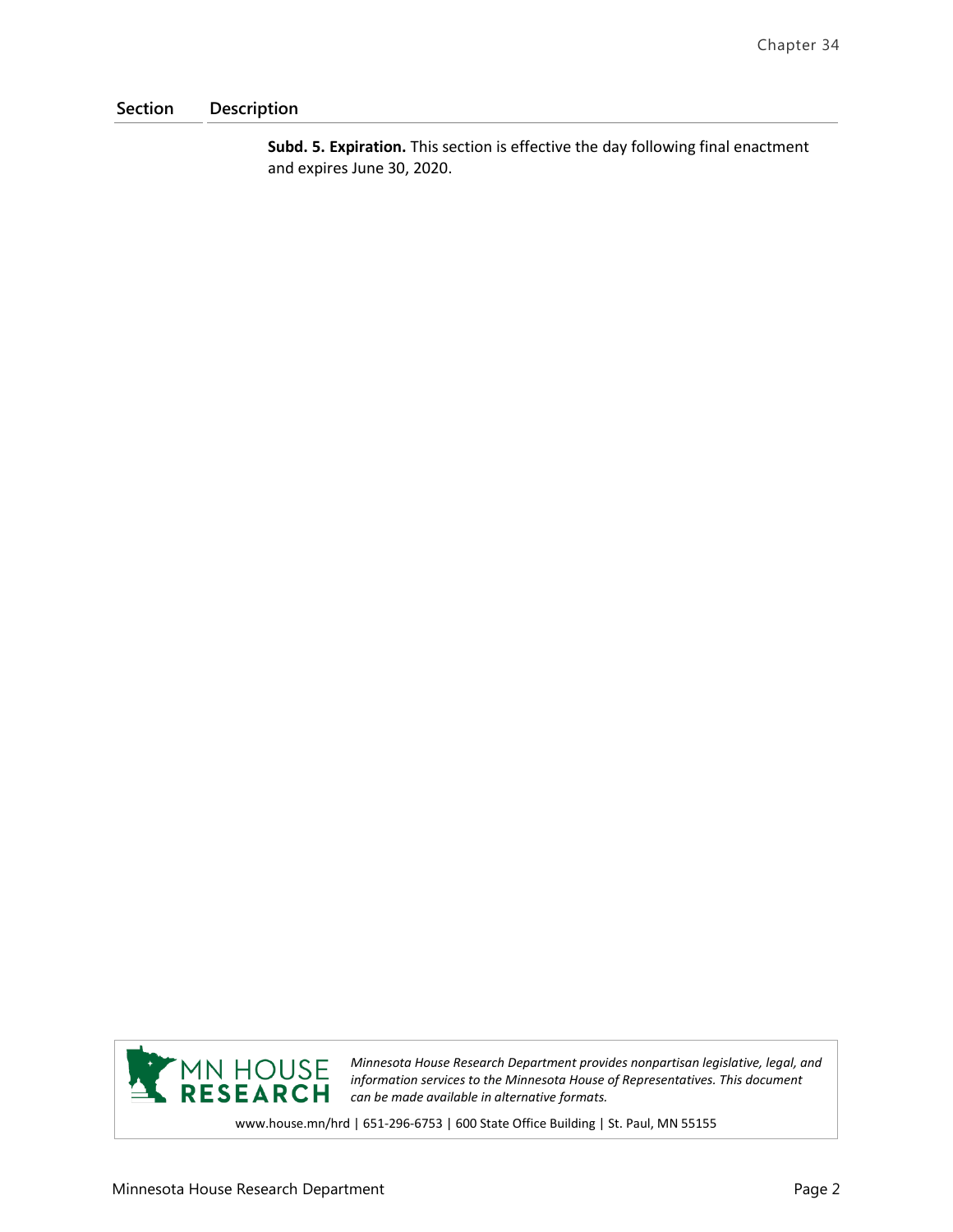| Section | Description |
| --- | --- |
| | **Subd. 5. Expiration.** This section is effective the day following final enactment and expires June 30, 2020. |

MN HOUSE RESEARCH

*Minnesota House Research Department provides nonpartisan legislative, legal, and information services to the Minnesota House of Representatives. This document can be made available in alternative formats.*

www.house.mn/hrd | 651-296-6753 | 600 State Office Building | St. Paul, MN 55155